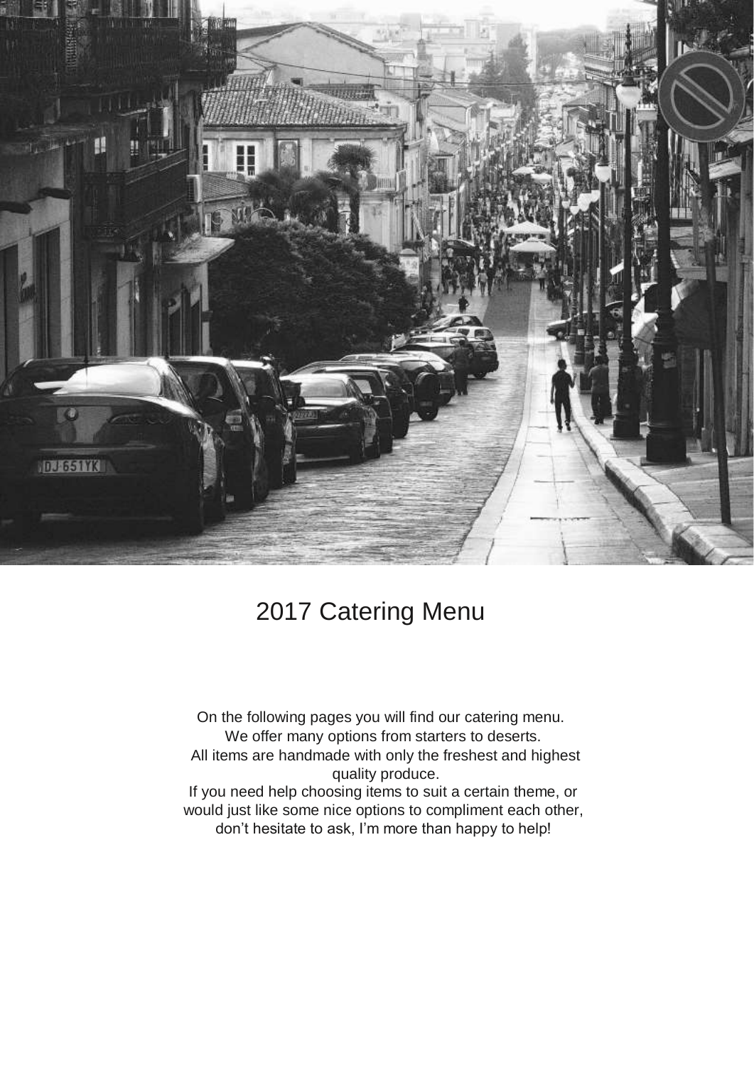# 2017 Catering Menu

On the following pages you will find our catering menu.
We offer many options from starters to deserts.
All items are handmade with only the freshest and highest quality produce.
If you need help choosing items to suit a certain theme, or would just like some nice options to compliment each other, don't hesitate to ask, I'm more than happy to help!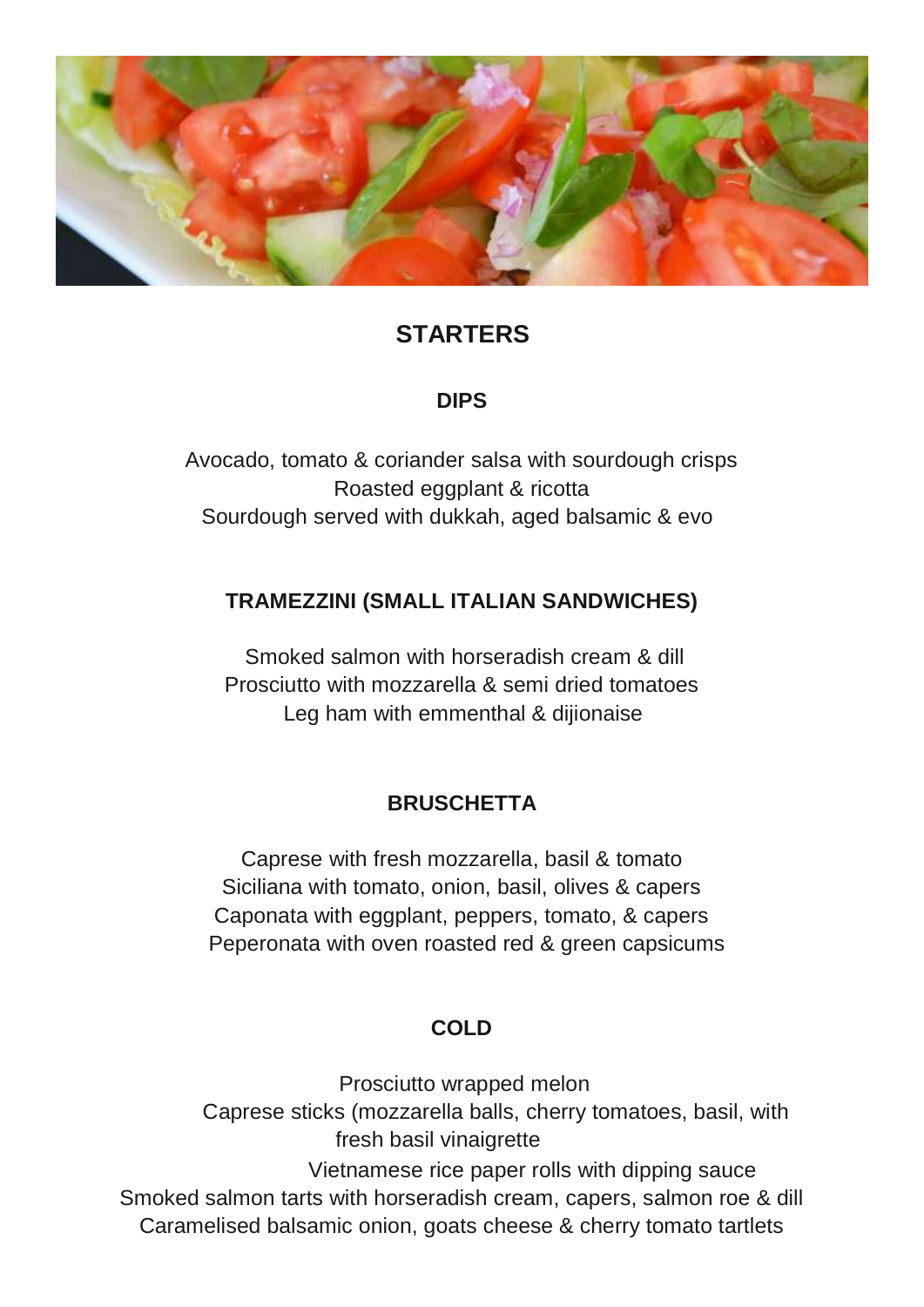# STARTERS

## DIPS

Avocado, tomato & coriander salsa with sourdough crisps
Roasted eggplant & ricotta
Sourdough served with dukkah, aged balsamic & evo

## TRAMEZZINI (SMALL ITALIAN SANDWICHES)

Smoked salmon with horseradish cream & dill
Prosciutto with mozzarella & semi dried tomatoes
Leg ham with emmenthal & dijionaise

## BRUSCHETTA

Caprese with fresh mozzarella, basil & tomato
Siciliana with tomato, onion, basil, olives & capers
Caponata with eggplant, peppers, tomato, & capers
Peperonata with oven roasted red & green capsicums

## COLD

Prosciutto wrapped melon
Caprese sticks (mozzarella balls, cherry tomatoes, basil, with fresh basil vinaigrette
Vietnamese rice paper rolls with dipping sauce
Smoked salmon tarts with horseradish cream, capers, salmon roe & dill
Caramelised balsamic onion, goats cheese & cherry tomato tartlets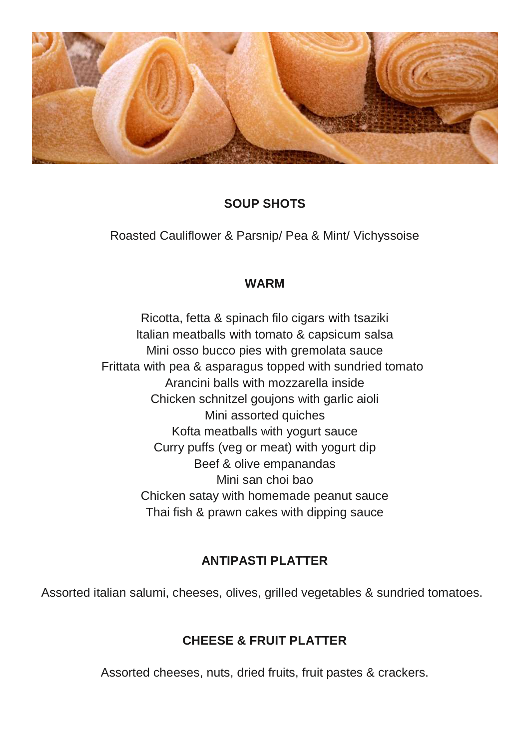## SOUP SHOTS

Roasted Cauliflower & Parsnip/ Pea & Mint/ Vichyssoise

## WARM

Ricotta, fetta & spinach filo cigars with tsaziki
Italian meatballs with tomato & capsicum salsa
Mini osso bucco pies with gremolata sauce
Frittata with pea & asparagus topped with sundried tomato
Arancini balls with mozzarella inside
Chicken schnitzel goujons with garlic aioli
Mini assorted quiches
Kofta meatballs with yogurt sauce
Curry puffs (veg or meat) with yogurt dip
Beef & olive empanandas
Mini san choi bao
Chicken satay with homemade peanut sauce
Thai fish & prawn cakes with dipping sauce

## ANTIPASTI PLATTER

Assorted italian salumi, cheeses, olives, grilled vegetables & sundried tomatoes.

## CHEESE & FRUIT PLATTER

Assorted cheeses, nuts, dried fruits, fruit pastes & crackers.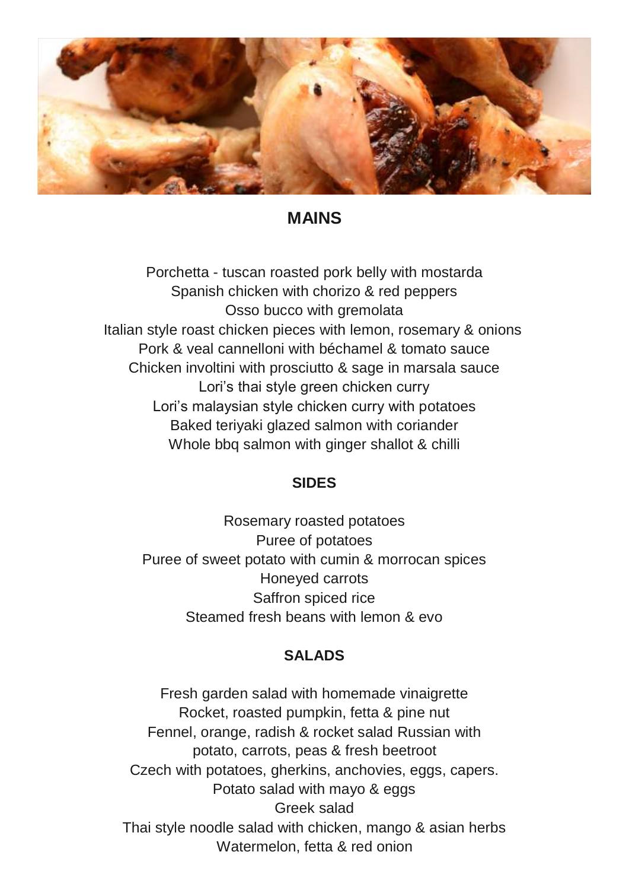## MAINS

Porchetta - tuscan roasted pork belly with mostarda
Spanish chicken with chorizo & red peppers
Osso bucco with gremolata
Italian style roast chicken pieces with lemon, rosemary & onions
Pork & veal cannelloni with béchamel & tomato sauce
Chicken involtini with prosciutto & sage in marsala sauce
Lori's thai style green chicken curry
Lori's malaysian style chicken curry with potatoes
Baked teriyaki glazed salmon with coriander
Whole bbq salmon with ginger shallot & chilli

### SIDES

Rosemary roasted potatoes
Puree of potatoes
Puree of sweet potato with cumin & morrocan spices
Honeyed carrots
Saffron spiced rice
Steamed fresh beans with lemon & evo

### SALADS

Fresh garden salad with homemade vinaigrette
Rocket, roasted pumpkin, fetta & pine nut
Fennel, orange, radish & rocket salad Russian with
potato, carrots, peas & fresh beetroot
Czech with potatoes, gherkins, anchovies, eggs, capers.
Potato salad with mayo & eggs
Greek salad
Thai style noodle salad with chicken, mango & asian herbs
Watermelon, fetta & red onion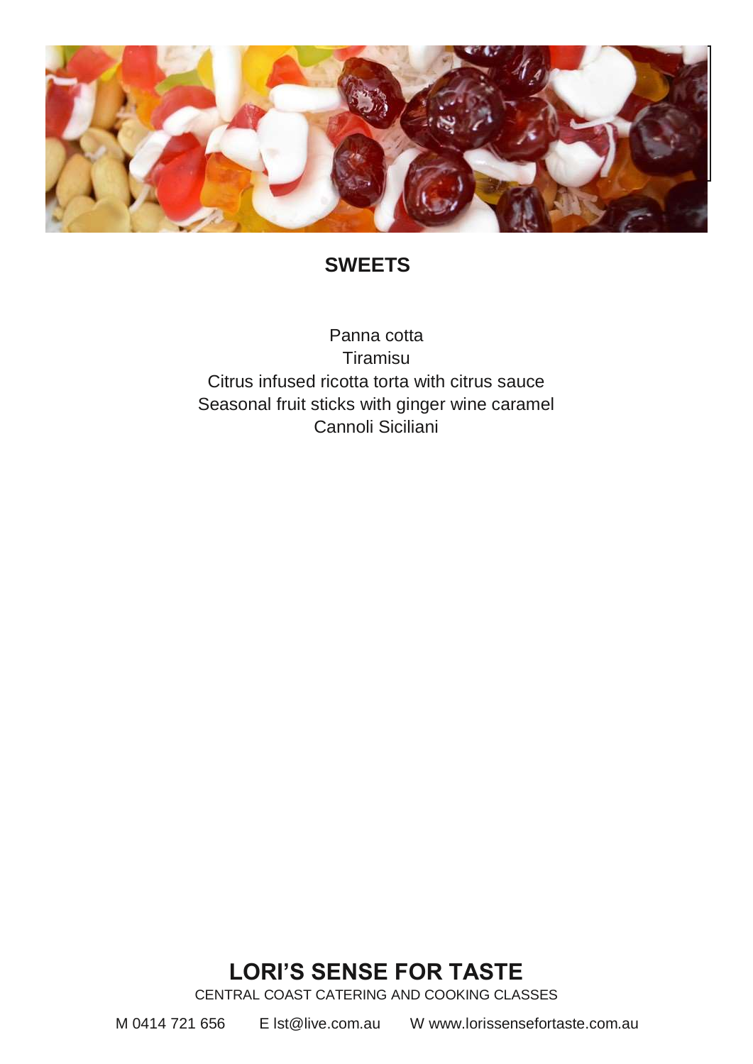## SWEETS

Panna cotta
Tiramisu
Citrus infused ricotta torta with citrus sauce
Seasonal fruit sticks with ginger wine caramel
Cannoli Siciliani

**LORI'S SENSE FOR TASTE**

CENTRAL COAST CATERING AND COOKING CLASSES

M 0414 721 656 E lst@live.com.au W www.lorissensefortaste.com.au